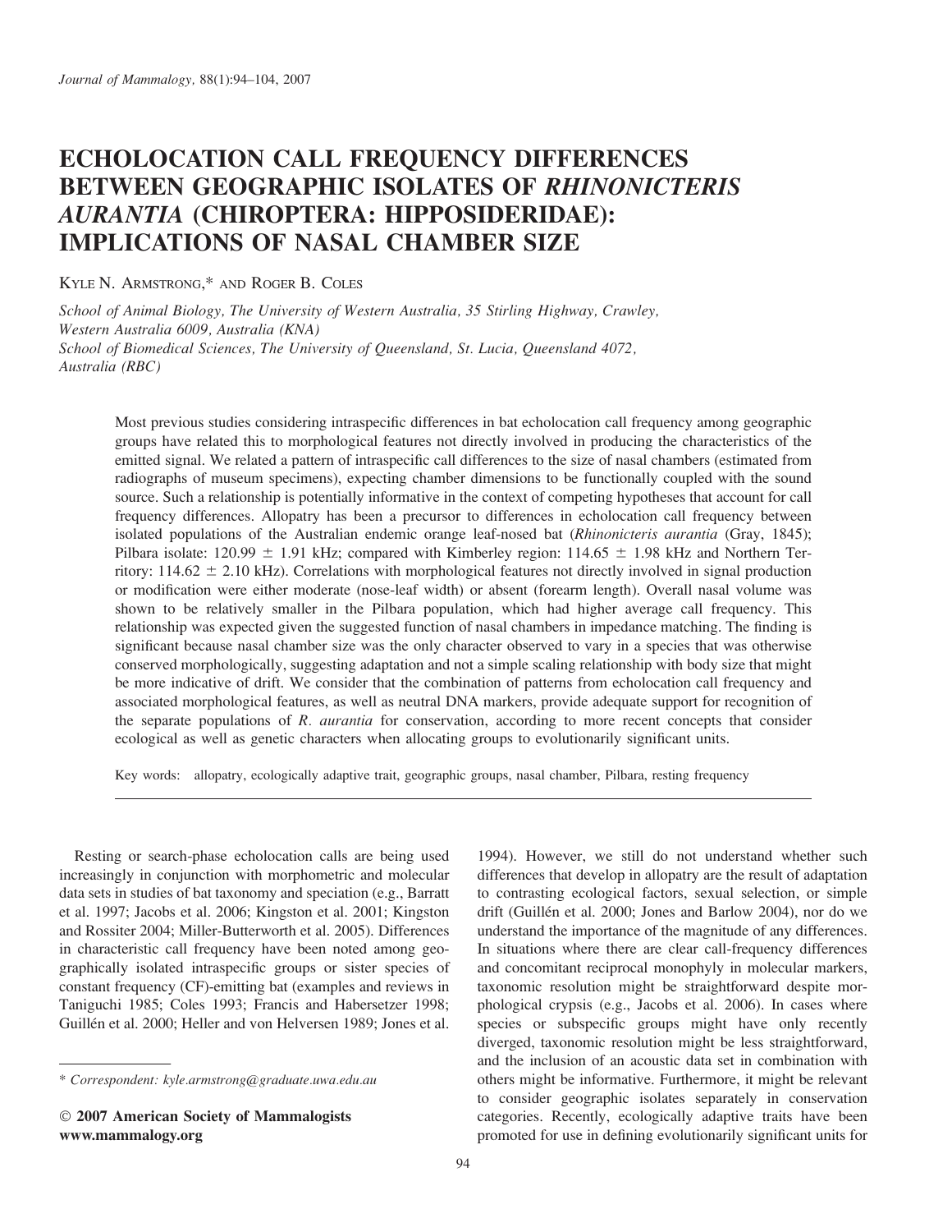# ECHOLOCATION CALL FREQUENCY DIFFERENCES BETWEEN GEOGRAPHIC ISOLATES OF *RHINONICTERIS AURANTIA* (CHIROPTERA: HIPPOSIDERIDAE): IMPLICATIONS OF NASAL CHAMBER SIZE

Kyle N. Armstrong,* and Roger B. Coles

*School of Animal Biology, The University of Western Australia, 35 Stirling Highway, Crawley, Western Australia 6009, Australia (KNA)*
*School of Biomedical Sciences, The University of Queensland, St. Lucia, Queensland 4072, Australia (RBC)*

Most previous studies considering intraspecific differences in bat echolocation call frequency among geographic groups have related this to morphological features not directly involved in producing the characteristics of the emitted signal. We related a pattern of intraspecific call differences to the size of nasal chambers (estimated from radiographs of museum specimens), expecting chamber dimensions to be functionally coupled with the sound source. Such a relationship is potentially informative in the context of competing hypotheses that account for call frequency differences. Allopatry has been a precursor to differences in echolocation call frequency between isolated populations of the Australian endemic orange leaf-nosed bat (*Rhinonicteris aurantia* (Gray, 1845); Pilbara isolate: 120.99 ± 1.91 kHz; compared with Kimberley region: 114.65 ± 1.98 kHz and Northern Territory: 114.62 ± 2.10 kHz). Correlations with morphological features not directly involved in signal production or modification were either moderate (nose-leaf width) or absent (forearm length). Overall nasal volume was shown to be relatively smaller in the Pilbara population, which had higher average call frequency. This relationship was expected given the suggested function of nasal chambers in impedance matching. The finding is significant because nasal chamber size was the only character observed to vary in a species that was otherwise conserved morphologically, suggesting adaptation and not a simple scaling relationship with body size that might be more indicative of drift. We consider that the combination of patterns from echolocation call frequency and associated morphological features, as well as neutral DNA markers, provide adequate support for recognition of the separate populations of *R. aurantia* for conservation, according to more recent concepts that consider ecological as well as genetic characters when allocating groups to evolutionarily significant units.

Key words: allopatry, ecologically adaptive trait, geographic groups, nasal chamber, Pilbara, resting frequency

Resting or search-phase echolocation calls are being used increasingly in conjunction with morphometric and molecular data sets in studies of bat taxonomy and speciation (e.g., Barratt et al. 1997; Jacobs et al. 2006; Kingston et al. 2001; Kingston and Rossiter 2004; Miller-Butterworth et al. 2005). Differences in characteristic call frequency have been noted among geographically isolated intraspecific groups or sister species of constant frequency (CF)-emitting bat (examples and reviews in Taniguchi 1985; Coles 1993; Francis and Habersetzer 1998; Guillén et al. 2000; Heller and von Helversen 1989; Jones et al. 1994). However, we still do not understand whether such differences that develop in allopatry are the result of adaptation to contrasting ecological factors, sexual selection, or simple drift (Guillén et al. 2000; Jones and Barlow 2004), nor do we understand the importance of the magnitude of any differences. In situations where there are clear call-frequency differences and concomitant reciprocal monophyly in molecular markers, taxonomic resolution might be straightforward despite morphological crypsis (e.g., Jacobs et al. 2006). In cases where species or subspecific groups might have only recently diverged, taxonomic resolution might be less straightforward, and the inclusion of an acoustic data set in combination with others might be informative. Furthermore, it might be relevant to consider geographic isolates separately in conservation categories. Recently, ecologically adaptive traits have been promoted for use in defining evolutionarily significant units for

\* *Correspondent: kyle.armstrong@graduate.uwa.edu.au*

**© 2007 American Society of Mammalogists**
**www.mammalogy.org**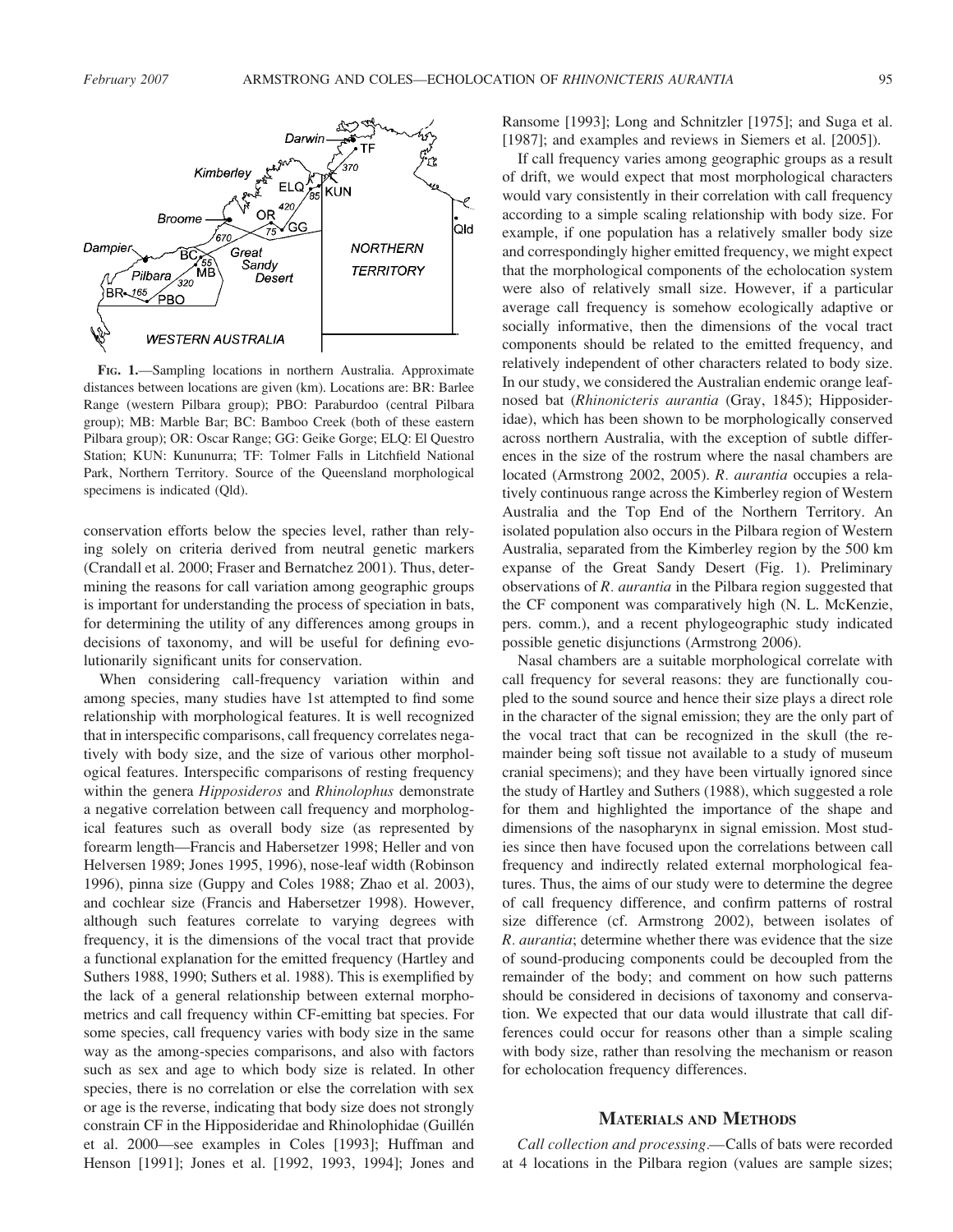**Fig. 1.**—Sampling locations in northern Australia. Approximate distances between locations are given (km). Locations are: BR: Barlee Range (western Pilbara group); PBO: Paraburdoo (central Pilbara group); MB: Marble Bar; BC: Bamboo Creek (both of these eastern Pilbara group); OR: Oscar Range; GG: Geike Gorge; ELQ: El Questro Station; KUN: Kununurra; TF: Tolmer Falls in Litchfield National Park, Northern Territory. Source of the Queensland morphological specimens is indicated (Qld).

conservation efforts below the species level, rather than relying solely on criteria derived from neutral genetic markers (Crandall et al. 2000; Fraser and Bernatchez 2001). Thus, determining the reasons for call variation among geographic groups is important for understanding the process of speciation in bats, for determining the utility of any differences among groups in decisions of taxonomy, and will be useful for defining evolutionarily significant units for conservation.

When considering call-frequency variation within and among species, many studies have 1st attempted to find some relationship with morphological features. It is well recognized that in interspecific comparisons, call frequency correlates negatively with body size, and the size of various other morphological features. Interspecific comparisons of resting frequency within the genera *Hipposideros* and *Rhinolophus* demonstrate a negative correlation between call frequency and morphological features such as overall body size (as represented by forearm length—Francis and Habersetzer 1998; Heller and von Helversen 1989; Jones 1995, 1996), nose-leaf width (Robinson 1996), pinna size (Guppy and Coles 1988; Zhao et al. 2003), and cochlear size (Francis and Habersetzer 1998). However, although such features correlate to varying degrees with frequency, it is the dimensions of the vocal tract that provide a functional explanation for the emitted frequency (Hartley and Suthers 1988, 1990; Suthers et al. 1988). This is exemplified by the lack of a general relationship between external morphometrics and call frequency within CF-emitting bat species. For some species, call frequency varies with body size in the same way as the among-species comparisons, and also with factors such as sex and age to which body size is related. In other species, there is no correlation or else the correlation with sex or age is the reverse, indicating that body size does not strongly constrain CF in the Hipposideridae and Rhinolophidae (Guillén et al. 2000—see examples in Coles [1993]; Huffman and Henson [1991]; Jones et al. [1992, 1993, 1994]; Jones and Ransome [1993]; Long and Schnitzler [1975]; and Suga et al. [1987]; and examples and reviews in Siemers et al. [2005]).

If call frequency varies among geographic groups as a result of drift, we would expect that most morphological characters would vary consistently in their correlation with call frequency according to a simple scaling relationship with body size. For example, if one population has a relatively smaller body size and correspondingly higher emitted frequency, we might expect that the morphological components of the echolocation system were also of relatively small size. However, if a particular average call frequency is somehow ecologically adaptive or socially informative, then the dimensions of the vocal tract components should be related to the emitted frequency, and relatively independent of other characters related to body size. In our study, we considered the Australian endemic orange leaf-nosed bat (*Rhinonicteris aurantia* (Gray, 1845); Hipposideridae), which has been shown to be morphologically conserved across northern Australia, with the exception of subtle differences in the size of the rostrum where the nasal chambers are located (Armstrong 2002, 2005). *R. aurantia* occupies a relatively continuous range across the Kimberley region of Western Australia and the Top End of the Northern Territory. An isolated population also occurs in the Pilbara region of Western Australia, separated from the Kimberley region by the 500 km expanse of the Great Sandy Desert (Fig. 1). Preliminary observations of *R. aurantia* in the Pilbara region suggested that the CF component was comparatively high (N. L. McKenzie, pers. comm.), and a recent phylogeographic study indicated possible genetic disjunctions (Armstrong 2006).

Nasal chambers are a suitable morphological correlate with call frequency for several reasons: they are functionally coupled to the sound source and hence their size plays a direct role in the character of the signal emission; they are the only part of the vocal tract that can be recognized in the skull (the remainder being soft tissue not available to a study of museum cranial specimens); and they have been virtually ignored since the study of Hartley and Suthers (1988), which suggested a role for them and highlighted the importance of the shape and dimensions of the nasopharynx in signal emission. Most studies since then have focused upon the correlations between call frequency and indirectly related external morphological features. Thus, the aims of our study were to determine the degree of call frequency difference, and confirm patterns of rostral size difference (cf. Armstrong 2002), between isolates of *R. aurantia*; determine whether there was evidence that the size of sound-producing components could be decoupled from the remainder of the body; and comment on how such patterns should be considered in decisions of taxonomy and conservation. We expected that our data would illustrate that call differences could occur for reasons other than a simple scaling with body size, rather than resolving the mechanism or reason for echolocation frequency differences.

## Materials and Methods

*Call collection and processing.*—Calls of bats were recorded at 4 locations in the Pilbara region (values are sample sizes;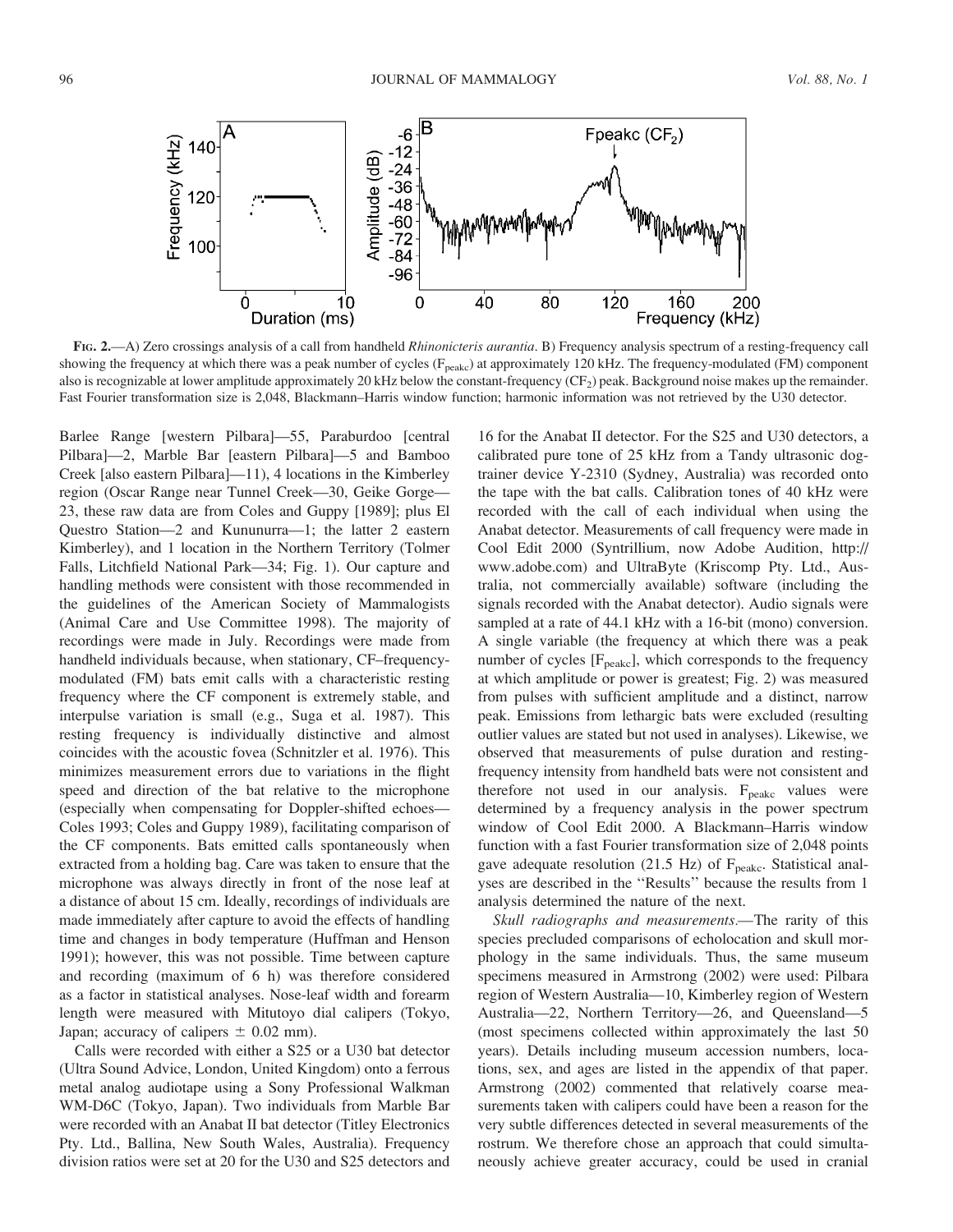FIG. 2.—A) Zero crossings analysis of a call from handheld *Rhinonicteris aurantia*. B) Frequency analysis spectrum of a resting-frequency call showing the frequency at which there was a peak number of cycles ($F_{peakc}$) at approximately 120 kHz. The frequency-modulated (FM) component also is recognizable at lower amplitude approximately 20 kHz below the constant-frequency ($CF_2$) peak. Background noise makes up the remainder. Fast Fourier transformation size is 2,048, Blackmann–Harris window function; harmonic information was not retrieved by the U30 detector.

Barlee Range [western Pilbara]—55, Paraburdoo [central Pilbara]—2, Marble Bar [eastern Pilbara]—5 and Bamboo Creek [also eastern Pilbara]—11), 4 locations in the Kimberley region (Oscar Range near Tunnel Creek—30, Geike Gorge—23, these raw data are from Coles and Guppy [1989]; plus El Questro Station—2 and Kununurra—1; the latter 2 eastern Kimberley), and 1 location in the Northern Territory (Tolmer Falls, Litchfield National Park—34; Fig. 1). Our capture and handling methods were consistent with those recommended in the guidelines of the American Society of Mammalogists (Animal Care and Use Committee 1998). The majority of recordings were made in July. Recordings were made from handheld individuals because, when stationary, CF–frequency-modulated (FM) bats emit calls with a characteristic resting frequency where the CF component is extremely stable, and interpulse variation is small (e.g., Suga et al. 1987). This resting frequency is individually distinctive and almost coincides with the acoustic fovea (Schnitzler et al. 1976). This minimizes measurement errors due to variations in the flight speed and direction of the bat relative to the microphone (especially when compensating for Doppler-shifted echoes—Coles 1993; Coles and Guppy 1989), facilitating comparison of the CF components. Bats emitted calls spontaneously when extracted from a holding bag. Care was taken to ensure that the microphone was always directly in front of the nose leaf at a distance of about 15 cm. Ideally, recordings of individuals are made immediately after capture to avoid the effects of handling time and changes in body temperature (Huffman and Henson 1991); however, this was not possible. Time between capture and recording (maximum of 6 h) was therefore considered as a factor in statistical analyses. Nose-leaf width and forearm length were measured with Mitutoyo dial calipers (Tokyo, Japan; accuracy of calipers ± 0.02 mm).

Calls were recorded with either a S25 or a U30 bat detector (Ultra Sound Advice, London, United Kingdom) onto a ferrous metal analog audiotape using a Sony Professional Walkman WM-D6C (Tokyo, Japan). Two individuals from Marble Bar were recorded with an Anabat II bat detector (Titley Electronics Pty. Ltd., Ballina, New South Wales, Australia). Frequency division ratios were set at 20 for the U30 and S25 detectors and 16 for the Anabat II detector. For the S25 and U30 detectors, a calibrated pure tone of 25 kHz from a Tandy ultrasonic dog-trainer device Y-2310 (Sydney, Australia) was recorded onto the tape with the bat calls. Calibration tones of 40 kHz were recorded with the call of each individual when using the Anabat detector. Measurements of call frequency were made in Cool Edit 2000 (Syntrillium, now Adobe Audition, http://www.adobe.com) and UltraByte (Kriscomp Pty. Ltd., Australia, not commercially available) software (including the signals recorded with the Anabat detector). Audio signals were sampled at a rate of 44.1 kHz with a 16-bit (mono) conversion. A single variable (the frequency at which there was a peak number of cycles [$F_{peakc}$], which corresponds to the frequency at which amplitude or power is greatest; Fig. 2) was measured from pulses with sufficient amplitude and a distinct, narrow peak. Emissions from lethargic bats were excluded (resulting outlier values are stated but not used in analyses). Likewise, we observed that measurements of pulse duration and resting-frequency intensity from handheld bats were not consistent and therefore not used in our analysis. $F_{peakc}$ values were determined by a frequency analysis in the power spectrum window of Cool Edit 2000. A Blackmann–Harris window function with a fast Fourier transformation size of 2,048 points gave adequate resolution (21.5 Hz) of $F_{peakc}$. Statistical analyses are described in the "Results" because the results from 1 analysis determined the nature of the next.

*Skull radiographs and measurements*.—The rarity of this species precluded comparisons of echolocation and skull morphology in the same individuals. Thus, the same museum specimens measured in Armstrong (2002) were used: Pilbara region of Western Australia—10, Kimberley region of Western Australia—22, Northern Territory—26, and Queensland—5 (most specimens collected within approximately the last 50 years). Details including museum accession numbers, locations, sex, and ages are listed in the appendix of that paper. Armstrong (2002) commented that relatively coarse measurements taken with calipers could have been a reason for the very subtle differences detected in several measurements of the rostrum. We therefore chose an approach that could simultaneously achieve greater accuracy, could be used in cranial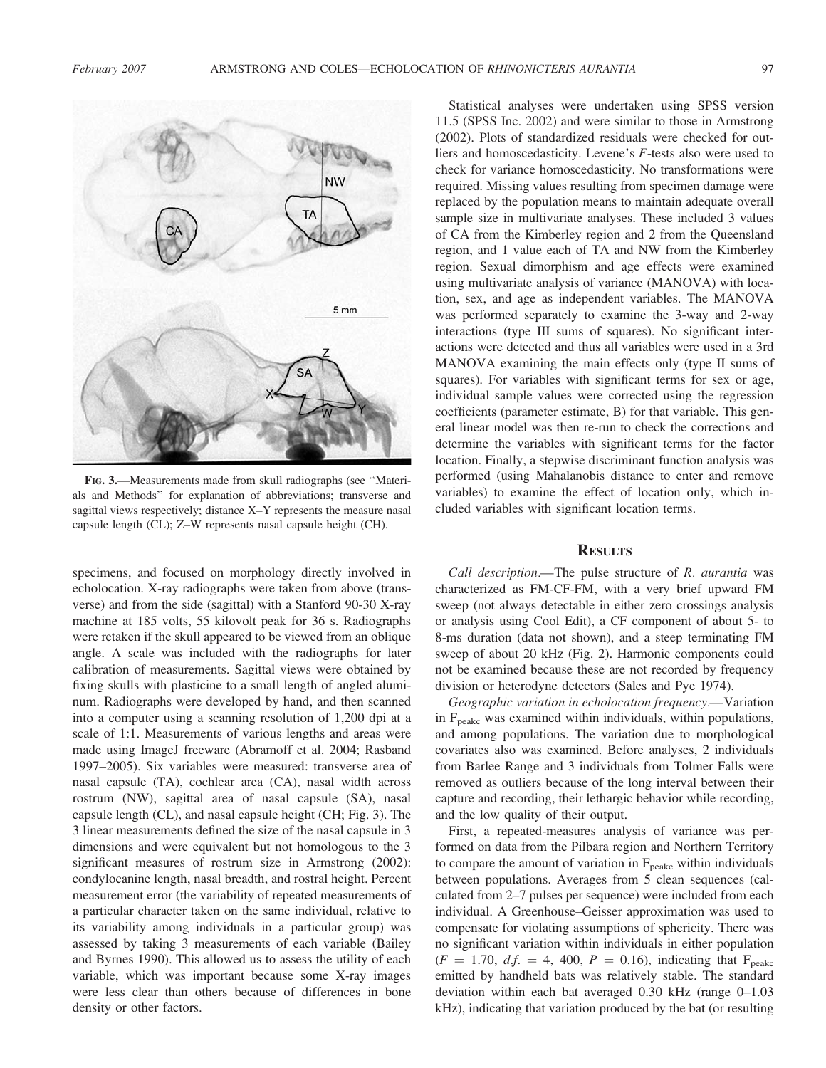FIG. 3.—Measurements made from skull radiographs (see "Materials and Methods" for explanation of abbreviations; transverse and sagittal views respectively; distance X–Y represents the measure nasal capsule length (CL); Z–W represents nasal capsule height (CH).

specimens, and focused on morphology directly involved in echolocation. X-ray radiographs were taken from above (transverse) and from the side (sagittal) with a Stanford 90-30 X-ray machine at 185 volts, 55 kilovolt peak for 36 s. Radiographs were retaken if the skull appeared to be viewed from an oblique angle. A scale was included with the radiographs for later calibration of measurements. Sagittal views were obtained by fixing skulls with plasticine to a small length of angled aluminum. Radiographs were developed by hand, and then scanned into a computer using a scanning resolution of 1,200 dpi at a scale of 1:1. Measurements of various lengths and areas were made using ImageJ freeware (Abramoff et al. 2004; Rasband 1997–2005). Six variables were measured: transverse area of nasal capsule (TA), cochlear area (CA), nasal width across rostrum (NW), sagittal area of nasal capsule (SA), nasal capsule length (CL), and nasal capsule height (CH; Fig. 3). The 3 linear measurements defined the size of the nasal capsule in 3 dimensions and were equivalent but not homologous to the 3 significant measures of rostrum size in Armstrong (2002): condylocanine length, nasal breadth, and rostral height. Percent measurement error (the variability of repeated measurements of a particular character taken on the same individual, relative to its variability among individuals in a particular group) was assessed by taking 3 measurements of each variable (Bailey and Byrnes 1990). This allowed us to assess the utility of each variable, which was important because some X-ray images were less clear than others because of differences in bone density or other factors.

Statistical analyses were undertaken using SPSS version 11.5 (SPSS Inc. 2002) and were similar to those in Armstrong (2002). Plots of standardized residuals were checked for outliers and homoscedasticity. Levene's $F$-tests also were used to check for variance homoscedasticity. No transformations were required. Missing values resulting from specimen damage were replaced by the population means to maintain adequate overall sample size in multivariate analyses. These included 3 values of CA from the Kimberley region and 2 from the Queensland region, and 1 value each of TA and NW from the Kimberley region. Sexual dimorphism and age effects were examined using multivariate analysis of variance (MANOVA) with location, sex, and age as independent variables. The MANOVA was performed separately to examine the 3-way and 2-way interactions (type III sums of squares). No significant interactions were detected and thus all variables were used in a 3rd MANOVA examining the main effects only (type II sums of squares). For variables with significant terms for sex or age, individual sample values were corrected using the regression coefficients (parameter estimate, B) for that variable. This general linear model was then re-run to check the corrections and determine the variables with significant terms for the factor location. Finally, a stepwise discriminant function analysis was performed (using Mahalanobis distance to enter and remove variables) to examine the effect of location only, which included variables with significant location terms.

## RESULTS

*Call description*.—The pulse structure of *R. aurantia* was characterized as FM-CF-FM, with a very brief upward FM sweep (not always detectable in either zero crossings analysis or analysis using Cool Edit), a CF component of about 5- to 8-ms duration (data not shown), and a steep terminating FM sweep of about 20 kHz (Fig. 2). Harmonic components could not be examined because these are not recorded by frequency division or heterodyne detectors (Sales and Pye 1974).

*Geographic variation in echolocation frequency*.—Variation in $F_{peakc}$ was examined within individuals, within populations, and among populations. The variation due to morphological covariates also was examined. Before analyses, 2 individuals from Barlee Range and 3 individuals from Tolmer Falls were removed as outliers because of the long interval between their capture and recording, their lethargic behavior while recording, and the low quality of their output.

First, a repeated-measures analysis of variance was performed on data from the Pilbara region and Northern Territory to compare the amount of variation in $F_{peakc}$ within individuals between populations. Averages from 5 clean sequences (calculated from 2–7 pulses per sequence) were included from each individual. A Greenhouse–Geisser approximation was used to compensate for violating assumptions of sphericity. There was no significant variation within individuals in either population ($F = 1.70$, $d.f. = 4, 400$, $P = 0.16$), indicating that $F_{peakc}$ emitted by handheld bats was relatively stable. The standard deviation within each bat averaged 0.30 kHz (range 0–1.03 kHz), indicating that variation produced by the bat (or resulting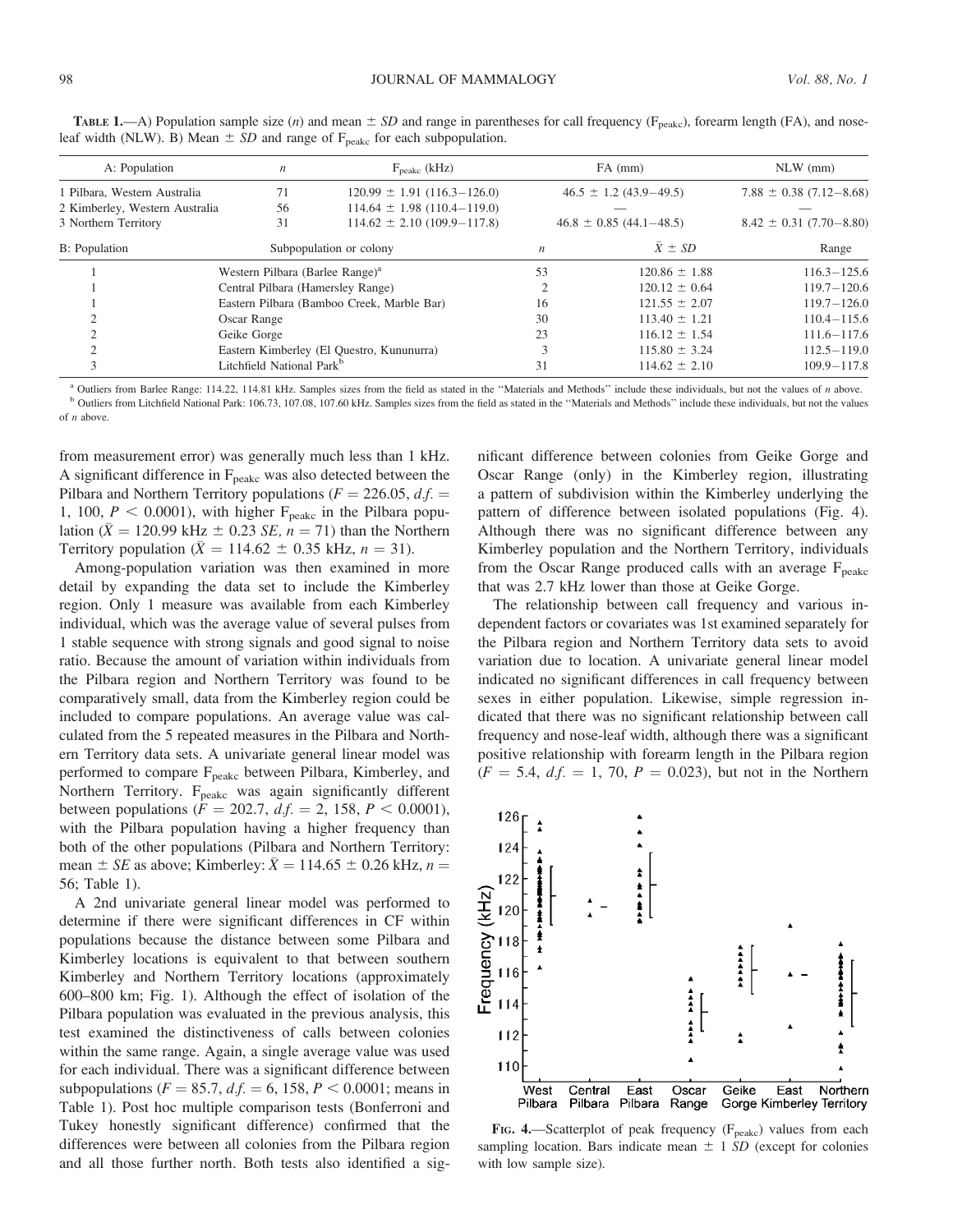**TABLE 1.**—A) Population sample size ($n$) and mean ± *SD* and range in parentheses for call frequency ($F_{peakc}$), forearm length (FA), and nose-leaf width (NLW). B) Mean ± *SD* and range of $F_{peakc}$ for each subpopulation.

| A: Population | $n$ | $F_{peakc}$ (kHz) | FA (mm) | NLW (mm) |
|---|---|---|---|---|
| 1 Pilbara, Western Australia | 71 | 120.99 ± 1.91 (116.3–126.0) | 46.5 ± 1.2 (43.9–49.5) | 7.88 ± 0.38 (7.12–8.68) |
| 2 Kimberley, Western Australia | 56 | 114.64 ± 1.98 (110.4–119.0) | — | — |
| 3 Northern Territory | 31 | 114.62 ± 2.10 (109.9–117.8) | 46.8 ± 0.85 (44.1–48.5) | 8.42 ± 0.31 (7.70–8.80) |

| B: Population | Subpopulation or colony | $n$ | $\bar{X}$ ± *SD* | Range |
|---|---|---|---|---|
| 1 | Western Pilbara (Barlee Range)[a] | 53 | 120.86 ± 1.88 | 116.3–125.6 |
| 1 | Central Pilbara (Hamersley Range) | 2 | 120.12 ± 0.64 | 119.7–120.6 |
| 1 | Eastern Pilbara (Bamboo Creek, Marble Bar) | 16 | 121.55 ± 2.07 | 119.7–126.0 |
| 2 | Oscar Range | 30 | 113.40 ± 1.21 | 110.4–115.6 |
| 2 | Geike Gorge | 23 | 116.12 ± 1.54 | 111.6–117.6 |
| 2 | Eastern Kimberley (El Questro, Kununurra) | 3 | 115.80 ± 3.24 | 112.5–119.0 |
| 3 | Litchfield National Park[b] | 31 | 114.62 ± 2.10 | 109.9–117.8 |

[a] Outliers from Barlee Range: 114.22, 114.81 kHz. Samples sizes from the field as stated in the "Materials and Methods" include these individuals, but not the values of $n$ above.

[b] Outliers from Litchfield National Park: 106.73, 107.08, 107.60 kHz. Samples sizes from the field as stated in the "Materials and Methods" include these individuals, but not the values of $n$ above.

from measurement error) was generally much less than 1 kHz. A significant difference in $F_{peakc}$ was also detected between the Pilbara and Northern Territory populations ($F = 226.05$, $d.f. = 1, 100$, $P < 0.0001$), with higher $F_{peakc}$ in the Pilbara population ($\bar{X} = 120.99$ kHz ± 0.23 *SE*, $n = 71$) than the Northern Territory population ($\bar{X} = 114.62 \pm 0.35$ kHz, $n = 31$).

Among-population variation was then examined in more detail by expanding the data set to include the Kimberley region. Only 1 measure was available from each Kimberley individual, which was the average value of several pulses from 1 stable sequence with strong signals and good signal to noise ratio. Because the amount of variation within individuals from the Pilbara region and Northern Territory was found to be comparatively small, data from the Kimberley region could be included to compare populations. An average value was calculated from the 5 repeated measures in the Pilbara and Northern Territory data sets. A univariate general linear model was performed to compare $F_{peakc}$ between Pilbara, Kimberley, and Northern Territory. $F_{peakc}$ was again significantly different between populations ($F = 202.7$, $d.f. = 2, 158$, $P < 0.0001$), with the Pilbara population having a higher frequency than both of the other populations (Pilbara and Northern Territory: mean ± *SE* as above; Kimberley: $\bar{X} = 114.65 \pm 0.26$ kHz, $n = 56$; Table 1).

A 2nd univariate general linear model was performed to determine if there were significant differences in CF within populations because the distance between some Pilbara and Kimberley locations is equivalent to that between southern Kimberley and Northern Territory locations (approximately 600–800 km; Fig. 1). Although the effect of isolation of the Pilbara population was evaluated in the previous analysis, this test examined the distinctiveness of calls between colonies within the same range. Again, a single average value was used for each individual. There was a significant difference between subpopulations ($F = 85.7$, $d.f. = 6, 158$, $P < 0.0001$; means in Table 1). Post hoc multiple comparison tests (Bonferroni and Tukey honestly significant difference) confirmed that the differences were between all colonies from the Pilbara region and all those further north. Both tests also identified a significant difference between colonies from Geike Gorge and Oscar Range (only) in the Kimberley region, illustrating a pattern of subdivision within the Kimberley underlying the pattern of difference between isolated populations (Fig. 4). Although there was no significant difference between any Kimberley population and the Northern Territory, individuals from the Oscar Range produced calls with an average $F_{peakc}$ that was 2.7 kHz lower than those at Geike Gorge.

The relationship between call frequency and various independent factors or covariates was 1st examined separately for the Pilbara region and Northern Territory data sets to avoid variation due to location. A univariate general linear model indicated no significant differences in call frequency between sexes in either population. Likewise, simple regression indicated that there was no significant relationship between call frequency and nose-leaf width, although there was a significant positive relationship with forearm length in the Pilbara region ($F = 5.4$, $d.f. = 1, 70$, $P = 0.023$), but not in the Northern

**FIG. 4.**—Scatterplot of peak frequency ($F_{peakc}$) values from each sampling location. Bars indicate mean ± 1 *SD* (except for colonies with low sample size).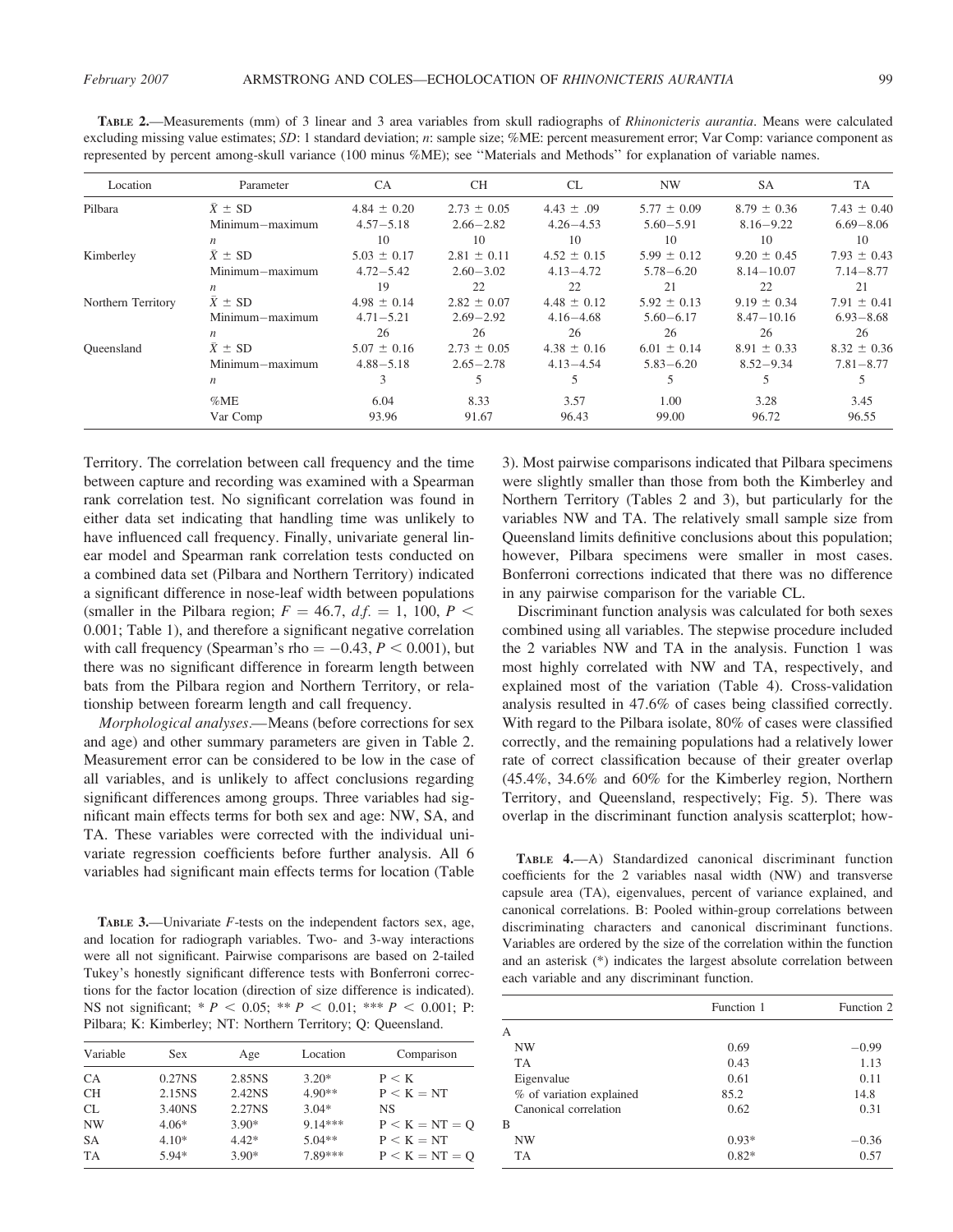**TABLE 2.**—Measurements (mm) of 3 linear and 3 area variables from skull radiographs of *Rhinonicteris aurantia*. Means were calculated excluding missing value estimates; *SD*: 1 standard deviation; *n*: sample size; %ME: percent measurement error; Var Comp: variance component as represented by percent among-skull variance (100 minus %ME); see "Materials and Methods" for explanation of variable names.

| Location | Parameter | CA | CH | CL | NW | SA | TA |
|---|---|---|---|---|---|---|---|
| Pilbara | $\bar{X} \pm$ SD | 4.84 ± 0.20 | 2.73 ± 0.05 | 4.43 ± .09 | 5.77 ± 0.09 | 8.79 ± 0.36 | 7.43 ± 0.40 |
| | Minimum–maximum | 4.57–5.18 | 2.66–2.82 | 4.26–4.53 | 5.60–5.91 | 8.16–9.22 | 6.69–8.06 |
| | *n* | 10 | 10 | 10 | 10 | 10 | 10 |
| Kimberley | $\bar{X} \pm$ SD | 5.03 ± 0.17 | 2.81 ± 0.11 | 4.52 ± 0.15 | 5.99 ± 0.12 | 9.20 ± 0.45 | 7.93 ± 0.43 |
| | Minimum–maximum | 4.72–5.42 | 2.60–3.02 | 4.13–4.72 | 5.78–6.20 | 8.14–10.07 | 7.14–8.77 |
| | *n* | 19 | 22 | 22 | 21 | 22 | 21 |
| Northern Territory | $\bar{X} \pm$ SD | 4.98 ± 0.14 | 2.82 ± 0.07 | 4.48 ± 0.12 | 5.92 ± 0.13 | 9.19 ± 0.34 | 7.91 ± 0.41 |
| | Minimum–maximum | 4.71–5.21 | 2.69–2.92 | 4.16–4.68 | 5.60–6.17 | 8.47–10.16 | 6.93–8.68 |
| | *n* | 26 | 26 | 26 | 26 | 26 | 26 |
| Queensland | $\bar{X} \pm$ SD | 5.07 ± 0.16 | 2.73 ± 0.05 | 4.38 ± 0.16 | 6.01 ± 0.14 | 8.91 ± 0.33 | 8.32 ± 0.36 |
| | Minimum–maximum | 4.88–5.18 | 2.65–2.78 | 4.13–4.54 | 5.83–6.20 | 8.52–9.34 | 7.81–8.77 |
| | *n* | 3 | 5 | 5 | 5 | 5 | 5 |
| | %ME | 6.04 | 8.33 | 3.57 | 1.00 | 3.28 | 3.45 |
| | Var Comp | 93.96 | 91.67 | 96.43 | 99.00 | 96.72 | 96.55 |

Territory. The correlation between call frequency and the time between capture and recording was examined with a Spearman rank correlation test. No significant correlation was found in either data set indicating that handling time was unlikely to have influenced call frequency. Finally, univariate general linear model and Spearman rank correlation tests conducted on a combined data set (Pilbara and Northern Territory) indicated a significant difference in nose-leaf width between populations (smaller in the Pilbara region; $F = 46.7$, $d.f. = 1, 100$, $P < 0.001$; Table 1), and therefore a significant negative correlation with call frequency (Spearman's rho $= -0.43$, $P < 0.001$), but there was no significant difference in forearm length between bats from the Pilbara region and Northern Territory, or relationship between forearm length and call frequency.

*Morphological analyses.*—Means (before corrections for sex and age) and other summary parameters are given in Table 2. Measurement error can be considered to be low in the case of all variables, and is unlikely to affect conclusions regarding significant differences among groups. Three variables had significant main effects terms for both sex and age: NW, SA, and TA. These variables were corrected with the individual univariate regression coefficients before further analysis. All 6 variables had significant main effects terms for location (Table 3). Most pairwise comparisons indicated that Pilbara specimens were slightly smaller than those from both the Kimberley and Northern Territory (Tables 2 and 3), but particularly for the variables NW and TA. The relatively small sample size from Queensland limits definitive conclusions about this population; however, Pilbara specimens were smaller in most cases. Bonferroni corrections indicated that there was no difference in any pairwise comparison for the variable CL.

**TABLE 3.**—Univariate *F*-tests on the independent factors sex, age, and location for radiograph variables. Two- and 3-way interactions were all not significant. Pairwise comparisons are based on 2-tailed Tukey's honestly significant difference tests with Bonferroni corrections for the factor location (direction of size difference is indicated). NS not significant; * $P < 0.05$; ** $P < 0.01$; *** $P < 0.001$; P: Pilbara; K: Kimberley; NT: Northern Territory; Q: Queensland.

| Variable | Sex | Age | Location | Comparison |
|---|---|---|---|---|
| CA | 0.27NS | 2.85NS | 3.20* | P < K |
| CH | 2.15NS | 2.42NS | 4.90** | P < K = NT |
| CL | 3.40NS | 2.27NS | 3.04* | NS |
| NW | 4.06* | 3.90* | 9.14*** | P < K = NT = Q |
| SA | 4.10* | 4.42* | 5.04** | P < K = NT |
| TA | 5.94* | 3.90* | 7.89*** | P < K = NT = Q |

Discriminant function analysis was calculated for both sexes combined using all variables. The stepwise procedure included the 2 variables NW and TA in the analysis. Function 1 was most highly correlated with NW and TA, respectively, and explained most of the variation (Table 4). Cross-validation analysis resulted in 47.6% of cases being classified correctly. With regard to the Pilbara isolate, 80% of cases were classified correctly, and the remaining populations had a relatively lower rate of correct classification because of their greater overlap (45.4%, 34.6% and 60% for the Kimberley region, Northern Territory, and Queensland, respectively; Fig. 5). There was overlap in the discriminant function analysis scatterplot; how-

**TABLE 4.**—A) Standardized canonical discriminant function coefficients for the 2 variables nasal width (NW) and transverse capsule area (TA), eigenvalues, percent of variance explained, and canonical correlations. B: Pooled within-group correlations between discriminating characters and canonical discriminant functions. Variables are ordered by the size of the correlation within the function and an asterisk (*) indicates the largest absolute correlation between each variable and any discriminant function.

| | Function 1 | Function 2 |
|---|---|---|
| A | | |
| NW | 0.69 | −0.99 |
| TA | 0.43 | 1.13 |
| Eigenvalue | 0.61 | 0.11 |
| % of variation explained | 85.2 | 14.8 |
| Canonical correlation | 0.62 | 0.31 |
| B | | |
| NW | 0.93* | −0.36 |
| TA | 0.82* | 0.57 |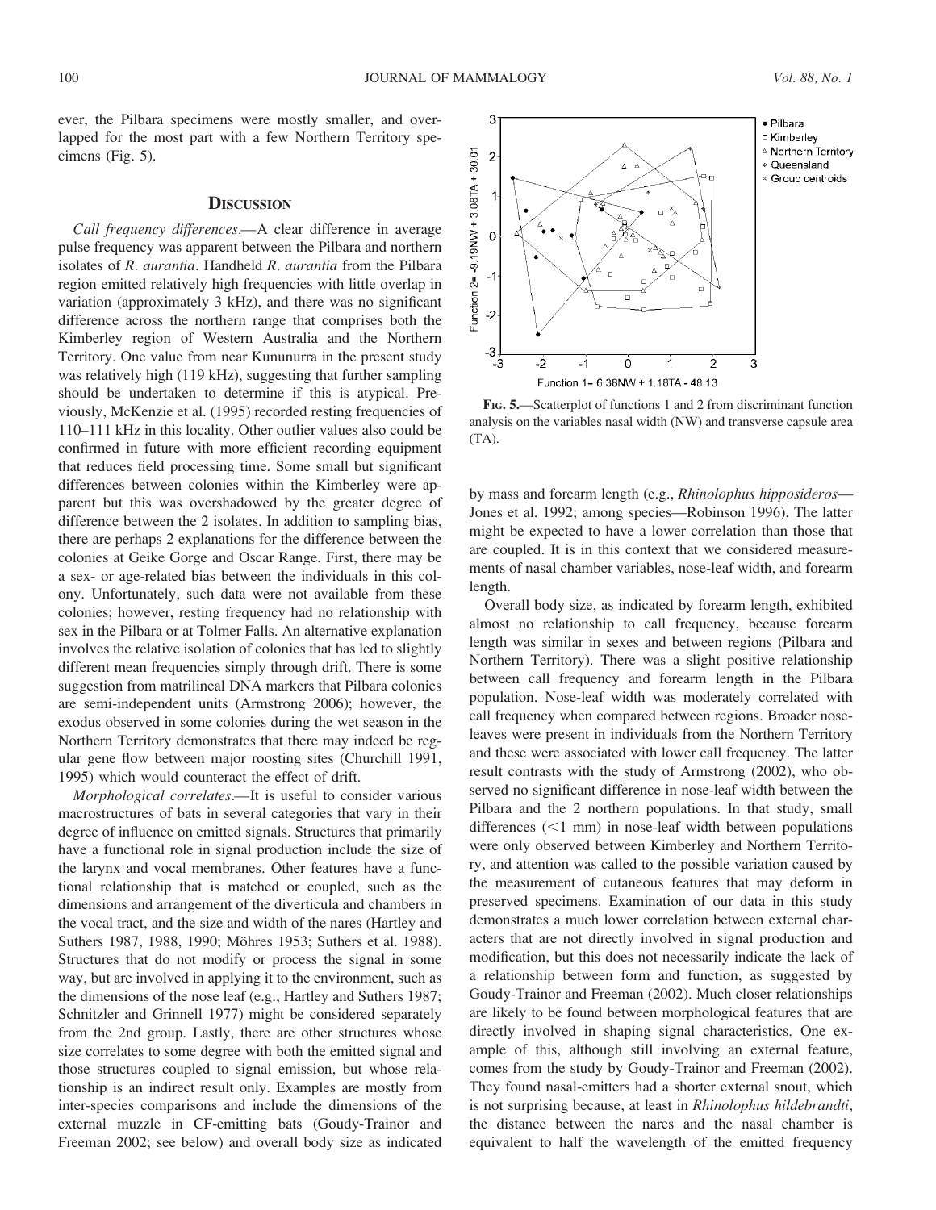ever, the Pilbara specimens were mostly smaller, and overlapped for the most part with a few Northern Territory specimens (Fig. 5).

## Discussion

*Call frequency differences.*—A clear difference in average pulse frequency was apparent between the Pilbara and northern isolates of *R. aurantia*. Handheld *R. aurantia* from the Pilbara region emitted relatively high frequencies with little overlap in variation (approximately 3 kHz), and there was no significant difference across the northern range that comprises both the Kimberley region of Western Australia and the Northern Territory. One value from near Kununurra in the present study was relatively high (119 kHz), suggesting that further sampling should be undertaken to determine if this is atypical. Previously, McKenzie et al. (1995) recorded resting frequencies of 110–111 kHz in this locality. Other outlier values also could be confirmed in future with more efficient recording equipment that reduces field processing time. Some small but significant differences between colonies within the Kimberley were apparent but this was overshadowed by the greater degree of difference between the 2 isolates. In addition to sampling bias, there are perhaps 2 explanations for the difference between the colonies at Geike Gorge and Oscar Range. First, there may be a sex- or age-related bias between the individuals in this colony. Unfortunately, such data were not available from these colonies; however, resting frequency had no relationship with sex in the Pilbara or at Tolmer Falls. An alternative explanation involves the relative isolation of colonies that has led to slightly different mean frequencies simply through drift. There is some suggestion from matrilineal DNA markers that Pilbara colonies are semi-independent units (Armstrong 2006); however, the exodus observed in some colonies during the wet season in the Northern Territory demonstrates that there may indeed be regular gene flow between major roosting sites (Churchill 1991, 1995) which would counteract the effect of drift.

*Morphological correlates.*—It is useful to consider various macrostructures of bats in several categories that vary in their degree of influence on emitted signals. Structures that primarily have a functional role in signal production include the size of the larynx and vocal membranes. Other features have a functional relationship that is matched or coupled, such as the dimensions and arrangement of the diverticula and chambers in the vocal tract, and the size and width of the nares (Hartley and Suthers 1987, 1988, 1990; Möhres 1953; Suthers et al. 1988). Structures that do not modify or process the signal in some way, but are involved in applying it to the environment, such as the dimensions of the nose leaf (e.g., Hartley and Suthers 1987; Schnitzler and Grinnell 1977) might be considered separately from the 2nd group. Lastly, there are other structures whose size correlates to some degree with both the emitted signal and those structures coupled to signal emission, but whose relationship is an indirect result only. Examples are mostly from inter-species comparisons and include the dimensions of the external muzzle in CF-emitting bats (Goudy-Trainor and Freeman 2002; see below) and overall body size as indicated by mass and forearm length (e.g., *Rhinolophus hipposideros*—Jones et al. 1992; among species—Robinson 1996). The latter might be expected to have a lower correlation than those that are coupled. It is in this context that we considered measurements of nasal chamber variables, nose-leaf width, and forearm length.

Fig. 5.—Scatterplot of functions 1 and 2 from discriminant function analysis on the variables nasal width (NW) and transverse capsule area (TA).

Overall body size, as indicated by forearm length, exhibited almost no relationship to call frequency, because forearm length was similar in sexes and between regions (Pilbara and Northern Territory). There was a slight positive relationship between call frequency and forearm length in the Pilbara population. Nose-leaf width was moderately correlated with call frequency when compared between regions. Broader nose-leaves were present in individuals from the Northern Territory and these were associated with lower call frequency. The latter result contrasts with the study of Armstrong (2002), who observed no significant difference in nose-leaf width between the Pilbara and the 2 northern populations. In that study, small differences (<1 mm) in nose-leaf width between populations were only observed between Kimberley and Northern Territory, and attention was called to the possible variation caused by the measurement of cutaneous features that may deform in preserved specimens. Examination of our data in this study demonstrates a much lower correlation between external characters that are not directly involved in signal production and modification, but this does not necessarily indicate the lack of a relationship between form and function, as suggested by Goudy-Trainor and Freeman (2002). Much closer relationships are likely to be found between morphological features that are directly involved in shaping signal characteristics. One example of this, although still involving an external feature, comes from the study by Goudy-Trainor and Freeman (2002). They found nasal-emitters had a shorter external snout, which is not surprising because, at least in *Rhinolophus hildebrandti*, the distance between the nares and the nasal chamber is equivalent to half the wavelength of the emitted frequency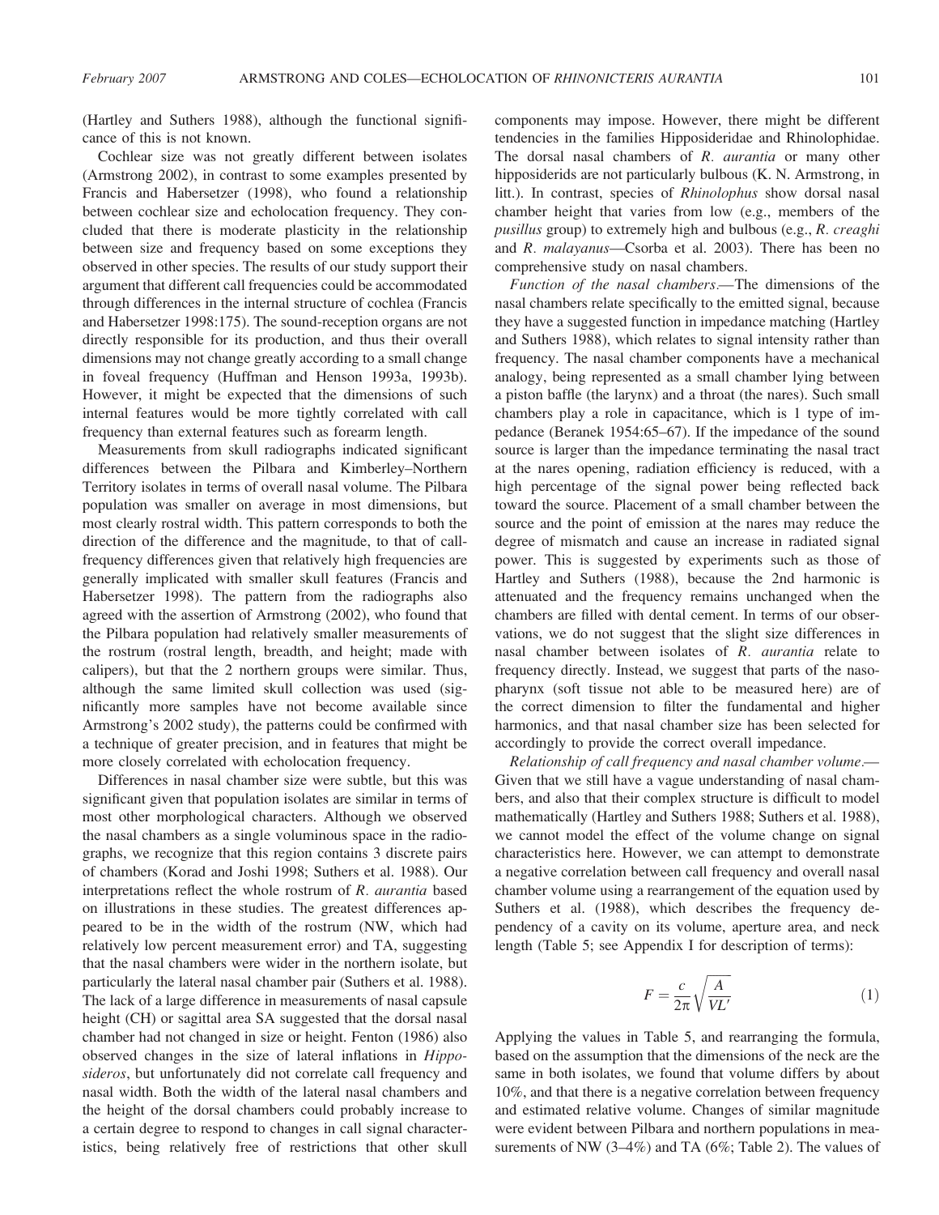(Hartley and Suthers 1988), although the functional significance of this is not known.

Cochlear size was not greatly different between isolates (Armstrong 2002), in contrast to some examples presented by Francis and Habersetzer (1998), who found a relationship between cochlear size and echolocation frequency. They concluded that there is moderate plasticity in the relationship between size and frequency based on some exceptions they observed in other species. The results of our study support their argument that different call frequencies could be accommodated through differences in the internal structure of cochlea (Francis and Habersetzer 1998:175). The sound-reception organs are not directly responsible for its production, and thus their overall dimensions may not change greatly according to a small change in foveal frequency (Huffman and Henson 1993a, 1993b). However, it might be expected that the dimensions of such internal features would be more tightly correlated with call frequency than external features such as forearm length.

Measurements from skull radiographs indicated significant differences between the Pilbara and Kimberley–Northern Territory isolates in terms of overall nasal volume. The Pilbara population was smaller on average in most dimensions, but most clearly rostral width. This pattern corresponds to both the direction of the difference and the magnitude, to that of call-frequency differences given that relatively high frequencies are generally implicated with smaller skull features (Francis and Habersetzer 1998). The pattern from the radiographs also agreed with the assertion of Armstrong (2002), who found that the Pilbara population had relatively smaller measurements of the rostrum (rostral length, breadth, and height; made with calipers), but that the 2 northern groups were similar. Thus, although the same limited skull collection was used (significantly more samples have not become available since Armstrong's 2002 study), the patterns could be confirmed with a technique of greater precision, and in features that might be more closely correlated with echolocation frequency.

Differences in nasal chamber size were subtle, but this was significant given that population isolates are similar in terms of most other morphological characters. Although we observed the nasal chambers as a single voluminous space in the radiographs, we recognize that this region contains 3 discrete pairs of chambers (Korad and Joshi 1998; Suthers et al. 1988). Our interpretations reflect the whole rostrum of *R. aurantia* based on illustrations in these studies. The greatest differences appeared to be in the width of the rostrum (NW, which had relatively low percent measurement error) and TA, suggesting that the nasal chambers were wider in the northern isolate, but particularly the lateral nasal chamber pair (Suthers et al. 1988). The lack of a large difference in measurements of nasal capsule height (CH) or sagittal area SA suggested that the dorsal nasal chamber had not changed in size or height. Fenton (1986) also observed changes in the size of lateral inflations in *Hipposideros*, but unfortunately did not correlate call frequency and nasal width. Both the width of the lateral nasal chambers and the height of the dorsal chambers could probably increase to a certain degree to respond to changes in call signal characteristics, being relatively free of restrictions that other skull components may impose. However, there might be different tendencies in the families Hipposideridae and Rhinolophidae. The dorsal nasal chambers of *R. aurantia* or many other hipposiderids are not particularly bulbous (K. N. Armstrong, in litt.). In contrast, species of *Rhinolophus* show dorsal nasal chamber height that varies from low (e.g., members of the *pusillus* group) to extremely high and bulbous (e.g., *R. creaghi* and *R. malayanus*—Csorba et al. 2003). There has been no comprehensive study on nasal chambers.

*Function of the nasal chambers*.—The dimensions of the nasal chambers relate specifically to the emitted signal, because they have a suggested function in impedance matching (Hartley and Suthers 1988), which relates to signal intensity rather than frequency. The nasal chamber components have a mechanical analogy, being represented as a small chamber lying between a piston baffle (the larynx) and a throat (the nares). Such small chambers play a role in capacitance, which is 1 type of impedance (Beranek 1954:65–67). If the impedance of the sound source is larger than the impedance terminating the nasal tract at the nares opening, radiation efficiency is reduced, with a high percentage of the signal power being reflected back toward the source. Placement of a small chamber between the source and the point of emission at the nares may reduce the degree of mismatch and cause an increase in radiated signal power. This is suggested by experiments such as those of Hartley and Suthers (1988), because the 2nd harmonic is attenuated and the frequency remains unchanged when the chambers are filled with dental cement. In terms of our observations, we do not suggest that the slight size differences in nasal chamber between isolates of *R. aurantia* relate to frequency directly. Instead, we suggest that parts of the nasopharynx (soft tissue not able to be measured here) are of the correct dimension to filter the fundamental and higher harmonics, and that nasal chamber size has been selected for accordingly to provide the correct overall impedance.

*Relationship of call frequency and nasal chamber volume*.—Given that we still have a vague understanding of nasal chambers, and also that their complex structure is difficult to model mathematically (Hartley and Suthers 1988; Suthers et al. 1988), we cannot model the effect of the volume change on signal characteristics here. However, we can attempt to demonstrate a negative correlation between call frequency and overall nasal chamber volume using a rearrangement of the equation used by Suthers et al. (1988), which describes the frequency dependency of a cavity on its volume, aperture area, and neck length (Table 5; see Appendix I for description of terms):

$$F = \frac{c}{2\pi}\sqrt{\frac{A}{VL'}} \qquad (1)$$

Applying the values in Table 5, and rearranging the formula, based on the assumption that the dimensions of the neck are the same in both isolates, we found that volume differs by about 10%, and that there is a negative correlation between frequency and estimated relative volume. Changes of similar magnitude were evident between Pilbara and northern populations in measurements of NW (3–4%) and TA (6%; Table 2). The values of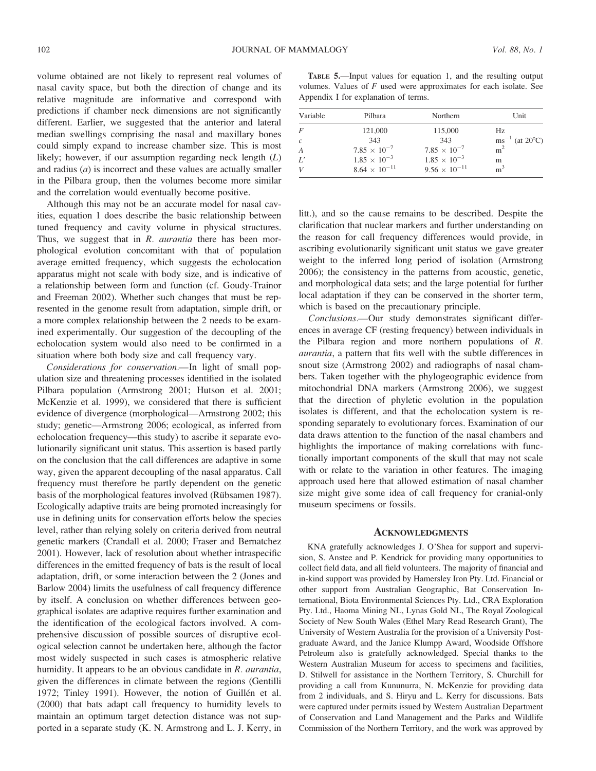volume obtained are not likely to represent real volumes of nasal cavity space, but both the direction of change and its relative magnitude are informative and correspond with predictions if chamber neck dimensions are not significantly different. Earlier, we suggested that the anterior and lateral median swellings comprising the nasal and maxillary bones could simply expand to increase chamber size. This is most likely; however, if our assumption regarding neck length ($L$) and radius ($a$) is incorrect and these values are actually smaller in the Pilbara group, then the volumes become more similar and the correlation would eventually become positive.

Although this may not be an accurate model for nasal cavities, equation 1 does describe the basic relationship between tuned frequency and cavity volume in physical structures. Thus, we suggest that in *R. aurantia* there has been morphological evolution concomitant with that of population average emitted frequency, which suggests the echolocation apparatus might not scale with body size, and is indicative of a relationship between form and function (cf. Goudy-Trainor and Freeman 2002). Whether such changes that must be represented in the genome result from adaptation, simple drift, or a more complex relationship between the 2 needs to be examined experimentally. Our suggestion of the decoupling of the echolocation system would also need to be confirmed in a situation where both body size and call frequency vary.

*Considerations for conservation.*—In light of small population size and threatening processes identified in the isolated Pilbara population (Armstrong 2001; Hutson et al. 2001; McKenzie et al. 1999), we considered that there is sufficient evidence of divergence (morphological—Armstrong 2002; this study; genetic—Armstrong 2006; ecological, as inferred from echolocation frequency—this study) to ascribe it separate evolutionarily significant unit status. This assertion is based partly on the conclusion that the call differences are adaptive in some way, given the apparent decoupling of the nasal apparatus. Call frequency must therefore be partly dependent on the genetic basis of the morphological features involved (Rübsamen 1987). Ecologically adaptive traits are being promoted increasingly for use in defining units for conservation efforts below the species level, rather than relying solely on criteria derived from neutral genetic markers (Crandall et al. 2000; Fraser and Bernatchez 2001). However, lack of resolution about whether intraspecific differences in the emitted frequency of bats is the result of local adaptation, drift, or some interaction between the 2 (Jones and Barlow 2004) limits the usefulness of call frequency difference by itself. A conclusion on whether differences between geographical isolates are adaptive requires further examination and the identification of the ecological factors involved. A comprehensive discussion of possible sources of disruptive ecological selection cannot be undertaken here, although the factor most widely suspected in such cases is atmospheric relative humidity. It appears to be an obvious candidate in *R. aurantia*, given the differences in climate between the regions (Gentilli 1972; Tinley 1991). However, the notion of Guillén et al. (2000) that bats adapt call frequency to humidity levels to maintain an optimum target detection distance was not supported in a separate study (K. N. Armstrong and L. J. Kerry, in litt.), and so the cause remains to be described. Despite the clarification that nuclear markers and further understanding on the reason for call frequency differences would provide, in ascribing evolutionarily significant unit status we gave greater weight to the inferred long period of isolation (Armstrong 2006); the consistency in the patterns from acoustic, genetic, and morphological data sets; and the large potential for further local adaptation if they can be conserved in the shorter term, which is based on the precautionary principle.

*Conclusions.*—Our study demonstrates significant differences in average CF (resting frequency) between individuals in the Pilbara region and more northern populations of *R. aurantia*, a pattern that fits well with the subtle differences in snout size (Armstrong 2002) and radiographs of nasal chambers. Taken together with the phylogeographic evidence from mitochondrial DNA markers (Armstrong 2006), we suggest that the direction of phyletic evolution in the population isolates is different, and that the echolocation system is responding separately to evolutionary forces. Examination of our data draws attention to the function of the nasal chambers and highlights the importance of making correlations with functionally important components of the skull that may not scale with or relate to the variation in other features. The imaging approach used here that allowed estimation of nasal chamber size might give some idea of call frequency for cranial-only museum specimens or fossils.

**Table 5.**—Input values for equation 1, and the resulting output volumes. Values of $F$ used were approximates for each isolate. See Appendix I for explanation of terms.

| Variable | Pilbara | Northern | Unit |
|---|---|---|---|
| $F$ | 121,000 | 115,000 | Hz |
| $c$ | 343 | 343 | $\text{ms}^{-1}$ (at 20°C) |
| $A$ | $7.85 \times 10^{-7}$ | $7.85 \times 10^{-7}$ | $\text{m}^2$ |
| $L'$ | $1.85 \times 10^{-3}$ | $1.85 \times 10^{-3}$ | m |
| $V$ | $8.64 \times 10^{-11}$ | $9.56 \times 10^{-11}$ | $\text{m}^3$ |

## Acknowledgments

KNA gratefully acknowledges J. O'Shea for support and supervision, S. Anstee and P. Kendrick for providing many opportunities to collect field data, and all field volunteers. The majority of financial and in-kind support was provided by Hamersley Iron Pty. Ltd. Financial or other support from Australian Geographic, Bat Conservation International, Biota Environmental Sciences Pty. Ltd., CRA Exploration Pty. Ltd., Haoma Mining NL, Lynas Gold NL, The Royal Zoological Society of New South Wales (Ethel Mary Read Research Grant), The University of Western Australia for the provision of a University Postgraduate Award, and the Janice Klumpp Award, Woodside Offshore Petroleum also is gratefully acknowledged. Special thanks to the Western Australian Museum for access to specimens and facilities, D. Stilwell for assistance in the Northern Territory, S. Churchill for providing a call from Kununurra, N. McKenzie for providing data from 2 individuals, and S. Hiryu and L. Kerry for discussions. Bats were captured under permits issued by Western Australian Department of Conservation and Land Management and the Parks and Wildlife Commission of the Northern Territory, and the work was approved by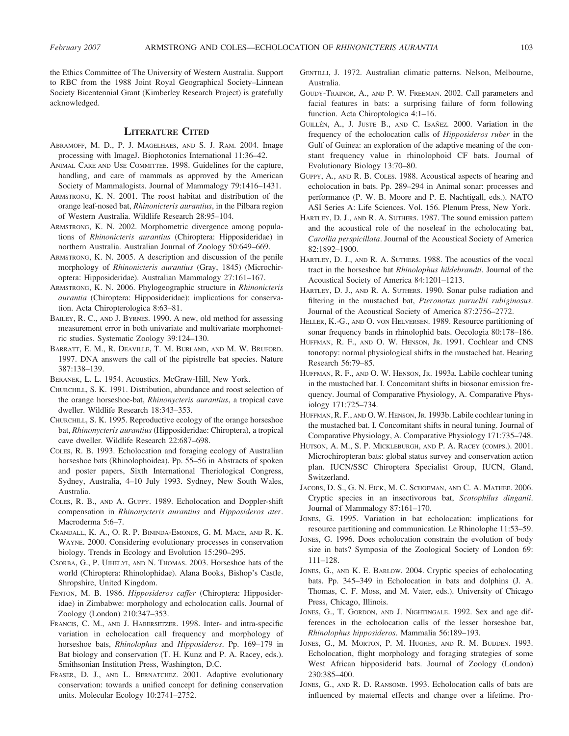the Ethics Committee of The University of Western Australia. Support to RBC from the 1988 Joint Royal Geographical Society–Linnean Society Bicentennial Grant (Kimberley Research Project) is gratefully acknowledged.

## Literature Cited

Abramoff, M. D., P. J. Magelhaes, and S. J. Ram. 2004. Image processing with ImageJ. Biophotonics International 11:36–42.

Animal Care and Use Committee. 1998. Guidelines for the capture, handling, and care of mammals as approved by the American Society of Mammalogists. Journal of Mammalogy 79:1416–1431.

Armstrong, K. N. 2001. The roost habitat and distribution of the orange leaf-nosed bat, *Rhinonicteris aurantius*, in the Pilbara region of Western Australia. Wildlife Research 28:95–104.

Armstrong, K. N. 2002. Morphometric divergence among populations of *Rhinonicteris aurantius* (Chiroptera: Hipposideridae) in northern Australia. Australian Journal of Zoology 50:649–669.

Armstrong, K. N. 2005. A description and discussion of the penile morphology of *Rhinonicteris aurantius* (Gray, 1845) (Microchiroptera: Hipposideridae). Australian Mammalogy 27:161–167.

Armstrong, K. N. 2006. Phylogeographic structure in *Rhinonicteris aurantia* (Chiroptera: Hipposideridae): implications for conservation. Acta Chiropterologica 8:63–81.

Bailey, R. C., and J. Byrnes. 1990. A new, old method for assessing measurement error in both univariate and multivariate morphometric studies. Systematic Zoology 39:124–130.

Barratt, E. M., R. Deaville, T. M. Burland, and M. W. Bruford. 1997. DNA answers the call of the pipistrelle bat species. Nature 387:138–139.

Beranek, L. L. 1954. Acoustics. McGraw-Hill, New York.

Churchill, S. K. 1991. Distribution, abundance and roost selection of the orange horseshoe-bat, *Rhinonycteris aurantius*, a tropical cave dweller. Wildlife Research 18:343–353.

Churchill, S. K. 1995. Reproductive ecology of the orange horseshoe bat, *Rhinonycteris aurantius* (Hipposideridae: Chiroptera), a tropical cave dweller. Wildlife Research 22:687–698.

Coles, R. B. 1993. Echolocation and foraging ecology of Australian horseshoe bats (Rhinolophoidea). Pp. 55–56 in Abstracts of spoken and poster papers, Sixth International Theriological Congress, Sydney, Australia, 4–10 July 1993. Sydney, New South Wales, Australia.

Coles, R. B., and A. Guppy. 1989. Echolocation and Doppler-shift compensation in *Rhinonycteris aurantius* and *Hipposideros ater*. Macroderma 5:6–7.

Crandall, K. A., O. R. P. Bininda-Emonds, G. M. Mace, and R. K. Wayne. 2000. Considering evolutionary processes in conservation biology. Trends in Ecology and Evolution 15:290–295.

Csorba, G., P. Ujhelyi, and N. Thomas. 2003. Horseshoe bats of the world (Chiroptera: Rhinolophidae). Alana Books, Bishop's Castle, Shropshire, United Kingdom.

Fenton, M. B. 1986. *Hipposideros caffer* (Chiroptera: Hipposideridae) in Zimbabwe: morphology and echolocation calls. Journal of Zoology (London) 210:347–353.

Francis, C. M., and J. Habersetzer. 1998. Inter- and intra-specific variation in echolocation call frequency and morphology of horseshoe bats, *Rhinolophus* and *Hipposideros*. Pp. 169–179 in Bat biology and conservation (T. H. Kunz and P. A. Racey, eds.). Smithsonian Institution Press, Washington, D.C.

Fraser, D. J., and L. Bernatchez. 2001. Adaptive evolutionary conservation: towards a unified concept for defining conservation units. Molecular Ecology 10:2741–2752.

Gentilli, J. 1972. Australian climatic patterns. Nelson, Melbourne, Australia.

Goudy-Trainor, A., and P. W. Freeman. 2002. Call parameters and facial features in bats: a surprising failure of form following function. Acta Chiroptologica 4:1–16.

Guillén, A., J. Juste B., and C. Ibañez. 2000. Variation in the frequency of the echolocation calls of *Hipposideros ruber* in the Gulf of Guinea: an exploration of the adaptive meaning of the constant frequency value in rhinolophoid CF bats. Journal of Evolutionary Biology 13:70–80.

Guppy, A., and R. B. Coles. 1988. Acoustical aspects of hearing and echolocation in bats. Pp. 289–294 in Animal sonar: processes and performance (P. W. B. Moore and P. E. Nachtigall, eds.). NATO ASI Series A: Life Sciences. Vol. 156. Plenum Press, New York.

Hartley, D. J., and R. A. Suthers. 1987. The sound emission pattern and the acoustical role of the noseleaf in the echolocating bat, *Carollia perspicillata*. Journal of the Acoustical Society of America 82:1892–1900.

Hartley, D. J., and R. A. Suthers. 1988. The acoustics of the vocal tract in the horseshoe bat *Rhinolophus hildebrandti*. Journal of the Acoustical Society of America 84:1201–1213.

Hartley, D. J., and R. A. Suthers. 1990. Sonar pulse radiation and filtering in the mustached bat, *Pteronotus parnellii rubiginosus*. Journal of the Acoustical Society of America 87:2756–2772.

Heller, K.-G., and O. von Helversen. 1989. Resource partitioning of sonar frequency bands in rhinolophid bats. Oecologia 80:178–186.

Huffman, R. F., and O. W. Henson, Jr. 1991. Cochlear and CNS tonotopy: normal physiological shifts in the mustached bat. Hearing Research 56:79–85.

Huffman, R. F., and O. W. Henson, Jr. 1993a. Labile cochlear tuning in the mustached bat. I. Concomitant shifts in biosonar emission frequency. Journal of Comparative Physiology, A. Comparative Physiology 171:725–734.

Huffman, R. F., and O. W. Henson, Jr. 1993b. Labile cochlear tuning in the mustached bat. I. Concomitant shifts in neural tuning. Journal of Comparative Physiology, A. Comparative Physiology 171:735–748.

Hutson, A. M., S. P. Mickleburgh, and P. A. Racey (comps.). 2001. Microchiropteran bats: global status survey and conservation action plan. IUCN/SSC Chiroptera Specialist Group, IUCN, Gland, Switzerland.

Jacobs, D. S., G. N. Eick, M. C. Schoeman, and C. A. Mathee. 2006. Cryptic species in an insectivorous bat, *Scotophilus dinganii*. Journal of Mammalogy 87:161–170.

Jones, G. 1995. Variation in bat echolocation: implications for resource partitioning and communication. Le Rhinolophe 11:53–59.

Jones, G. 1996. Does echolocation constrain the evolution of body size in bats? Symposia of the Zoological Society of London 69: 111–128.

Jones, G., and K. E. Barlow. 2004. Cryptic species of echolocating bats. Pp. 345–349 in Echolocation in bats and dolphins (J. A. Thomas, C. F. Moss, and M. Vater, eds.). University of Chicago Press, Chicago, Illinois.

Jones, G., T. Gordon, and J. Nightingale. 1992. Sex and age differences in the echolocation calls of the lesser horseshoe bat, *Rhinolophus hipposideros*. Mammalia 56:189–193.

Jones, G., M. Morton, P. M. Hughes, and R. M. Budden. 1993. Echolocation, flight morphology and foraging strategies of some West African hipposiderid bats. Journal of Zoology (London) 230:385–400.

Jones, G., and R. D. Ransome. 1993. Echolocation calls of bats are influenced by maternal effects and change over a lifetime. Pro-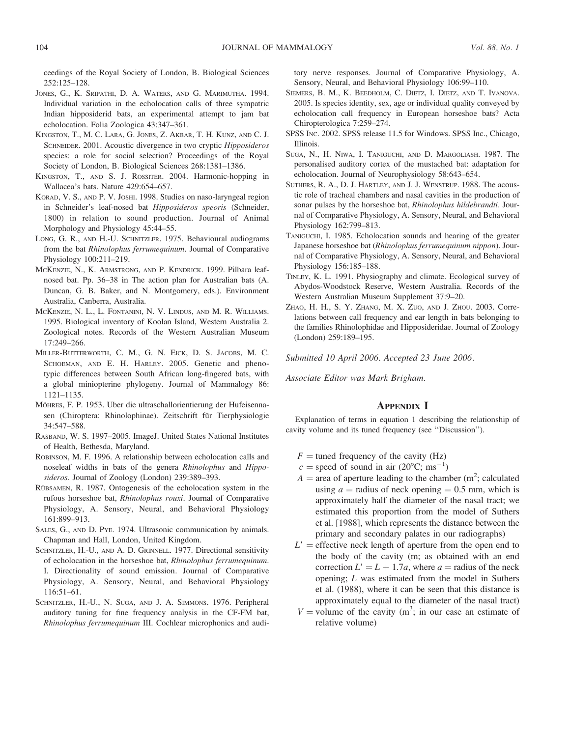ceedings of the Royal Society of London, B. Biological Sciences 252:125–128.

JONES, G., K. SRIPATHI, D. A. WATERS, AND G. MARIMUTHA. 1994. Individual variation in the echolocation calls of three sympatric Indian hipposiderid bats, an experimental attempt to jam bat echolocation. Folia Zoologica 43:347–361.

KINGSTON, T., M. C. LARA, G. JONES, Z. AKBAR, T. H. KUNZ, AND C. J. SCHNEIDER. 2001. Acoustic divergence in two cryptic *Hipposideros* species: a role for social selection? Proceedings of the Royal Society of London, B. Biological Sciences 268:1381–1386.

KINGSTON, T., AND S. J. ROSSITER. 2004. Harmonic-hopping in Wallacea's bats. Nature 429:654–657.

KORAD, V. S., AND P. V. JOSHI. 1998. Studies on naso-laryngeal region in Schneider's leaf-nosed bat *Hipposideros speoris* (Schneider, 1800) in relation to sound production. Journal of Animal Morphology and Physiology 45:44–55.

LONG, G. R., AND H.-U. SCHNITZLER. 1975. Behavioural audiograms from the bat *Rhinolophus ferrumequinum*. Journal of Comparative Physiology 100:211–219.

MCKENZIE, N., K. ARMSTRONG, AND P. KENDRICK. 1999. Pilbara leaf-nosed bat. Pp. 36–38 in The action plan for Australian bats (A. Duncan, G. B. Baker, and N. Montgomery, eds.). Environment Australia, Canberra, Australia.

MCKENZIE, N. L., L. FONTANINI, N. V. LINDUS, AND M. R. WILLIAMS. 1995. Biological inventory of Koolan Island, Western Australia 2. Zoological notes. Records of the Western Australian Museum 17:249–266.

MILLER-BUTTERWORTH, C. M., G. N. EICK, D. S. JACOBS, M. C. SCHOEMAN, AND E. H. HARLEY. 2005. Genetic and phenotypic differences between South African long-fingered bats, with a global miniopterine phylogeny. Journal of Mammalogy 86: 1121–1135.

MÖHRES, F. P. 1953. Uber die ultraschallorientierung der Hufeisennasen (Chiroptera: Rhinolophinae). Zeitschrift für Tierphysiologie 34:547–588.

RASBAND, W. S. 1997–2005. ImageJ. United States National Institutes of Health, Bethesda, Maryland.

ROBINSON, M. F. 1996. A relationship between echolocation calls and noseleaf widths in bats of the genera *Rhinolophus* and *Hipposideros*. Journal of Zoology (London) 239:389–393.

RÜBSAMEN, R. 1987. Ontogenesis of the echolocation system in the rufous horseshoe bat, *Rhinolophus rouxi*. Journal of Comparative Physiology, A. Sensory, Neural, and Behavioral Physiology 161:899–913.

SALES, G., AND D. PYE. 1974. Ultrasonic communication by animals. Chapman and Hall, London, United Kingdom.

SCHNITZLER, H.-U., AND A. D. GRINNELL. 1977. Directional sensitivity of echolocation in the horseshoe bat, *Rhinolophus ferrumequinum*. I. Directionality of sound emission. Journal of Comparative Physiology, A. Sensory, Neural, and Behavioral Physiology 116:51–61.

SCHNITZLER, H.-U., N. SUGA, AND J. A. SIMMONS. 1976. Peripheral auditory tuning for fine frequency analysis in the CF-FM bat, *Rhinolophus ferrumequinum* III. Cochlear microphonics and auditory nerve responses. Journal of Comparative Physiology, A. Sensory, Neural, and Behavioral Physiology 106:99–110.

SIEMERS, B. M., K. BEEDHOLM, C. DIETZ, I. DIETZ, AND T. IVANOVA. 2005. Is species identity, sex, age or individual quality conveyed by echolocation call frequency in European horseshoe bats? Acta Chiropterologica 7:259–274.

SPSS INC. 2002. SPSS release 11.5 for Windows. SPSS Inc., Chicago, Illinois.

SUGA, N., H. NIWA, I. TANIGUCHI, AND D. MARGOLIASH. 1987. The personalised auditory cortex of the mustached bat: adaptation for echolocation. Journal of Neurophysiology 58:643–654.

SUTHERS, R. A., D. J. HARTLEY, AND J. J. WENSTRUP. 1988. The acoustic role of tracheal chambers and nasal cavities in the production of sonar pulses by the horseshoe bat, *Rhinolophus hildebrandti*. Journal of Comparative Physiology, A. Sensory, Neural, and Behavioral Physiology 162:799–813.

TANIGUCHI, I. 1985. Echolocation sounds and hearing of the greater Japanese horseshoe bat (*Rhinolophus ferrumequinum nippon*). Journal of Comparative Physiology, A. Sensory, Neural, and Behavioral Physiology 156:185–188.

TINLEY, K. L. 1991. Physiography and climate. Ecological survey of Abydos-Woodstock Reserve, Western Australia. Records of the Western Australian Museum Supplement 37:9–20.

ZHAO, H. H., S. Y. ZHANG, M. X. ZUO, AND J. ZHOU. 2003. Correlations between call frequency and ear length in bats belonging to the families Rhinolophidae and Hipposideridae. Journal of Zoology (London) 259:189–195.

*Submitted 10 April 2006. Accepted 23 June 2006.*

*Associate Editor was Mark Brigham.*

## APPENDIX I

Explanation of terms in equation 1 describing the relationship of cavity volume and its tuned frequency (see "Discussion").

$F$ = tuned frequency of the cavity (Hz)

$c$ = speed of sound in air (20°C; $ms^{-1}$)

$A$ = area of aperture leading to the chamber ($m^2$; calculated using $a$ = radius of neck opening = 0.5 mm, which is approximately half the diameter of the nasal tract; we estimated this proportion from the model of Suthers et al. [1988], which represents the distance between the primary and secondary palates in our radiographs)

$L'$ = effective neck length of aperture from the open end to the body of the cavity (m; as obtained with an end correction $L' = L + 1.7a$, where $a$ = radius of the neck opening; $L$ was estimated from the model in Suthers et al. (1988), where it can be seen that this distance is approximately equal to the diameter of the nasal tract)

$V$ = volume of the cavity ($m^3$; in our case an estimate of relative volume)